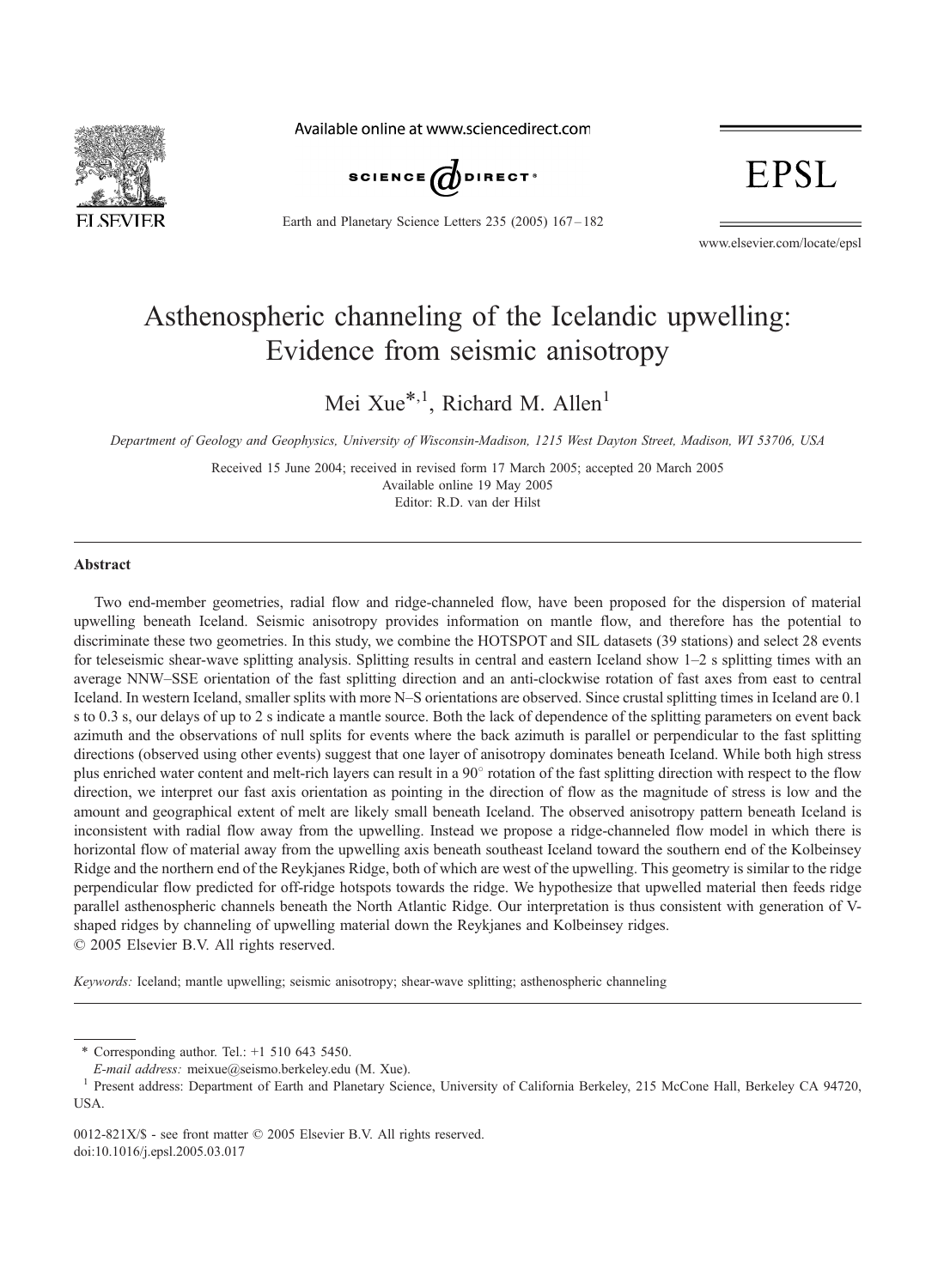# Asthenospheric channeling of the Icelandic upwelling: Evidence from seismic anisotropy

Mei Xue*[,1], Richard M. Allen[1]

*Department of Geology and Geophysics, University of Wisconsin-Madison, 1215 West Dayton Street, Madison, WI 53706, USA*

Received 15 June 2004; received in revised form 17 March 2005; accepted 20 March 2005
Available online 19 May 2005
Editor: R.D. van der Hilst

## Abstract

Two end-member geometries, radial flow and ridge-channeled flow, have been proposed for the dispersion of material upwelling beneath Iceland. Seismic anisotropy provides information on mantle flow, and therefore has the potential to discriminate these two geometries. In this study, we combine the HOTSPOT and SIL datasets (39 stations) and select 28 events for teleseismic shear-wave splitting analysis. Splitting results in central and eastern Iceland show 1–2 s splitting times with an average NNW–SSE orientation of the fast splitting direction and an anti-clockwise rotation of fast axes from east to central Iceland. In western Iceland, smaller splits with more N–S orientations are observed. Since crustal splitting times in Iceland are 0.1 s to 0.3 s, our delays of up to 2 s indicate a mantle source. Both the lack of dependence of the splitting parameters on event back azimuth and the observations of null splits for events where the back azimuth is parallel or perpendicular to the fast splitting directions (observed using other events) suggest that one layer of anisotropy dominates beneath Iceland. While both high stress plus enriched water content and melt-rich layers can result in a 90° rotation of the fast splitting direction with respect to the flow direction, we interpret our fast axis orientation as pointing in the direction of flow as the magnitude of stress is low and the amount and geographical extent of melt are likely small beneath Iceland. The observed anisotropy pattern beneath Iceland is inconsistent with radial flow away from the upwelling. Instead we propose a ridge-channeled flow model in which there is horizontal flow of material away from the upwelling axis beneath southeast Iceland toward the southern end of the Kolbeinsey Ridge and the northern end of the Reykjanes Ridge, both of which are west of the upwelling. This geometry is similar to the ridge perpendicular flow predicted for off-ridge hotspots towards the ridge. We hypothesize that upwelled material then feeds ridge parallel asthenospheric channels beneath the North Atlantic Ridge. Our interpretation is thus consistent with generation of V-shaped ridges by channeling of upwelling material down the Reykjanes and Kolbeinsey ridges.
© 2005 Elsevier B.V. All rights reserved.

*Keywords:* Iceland; mantle upwelling; seismic anisotropy; shear-wave splitting; asthenospheric channeling

---

\* Corresponding author. Tel.: +1 510 643 5450.
*E-mail address:* meixue@seismo.berkeley.edu (M. Xue).
[1] Present address: Department of Earth and Planetary Science, University of California Berkeley, 215 McCone Hall, Berkeley CA 94720, USA.

0012-821X/$ - see front matter © 2005 Elsevier B.V. All rights reserved.
doi:10.1016/j.epsl.2005.03.017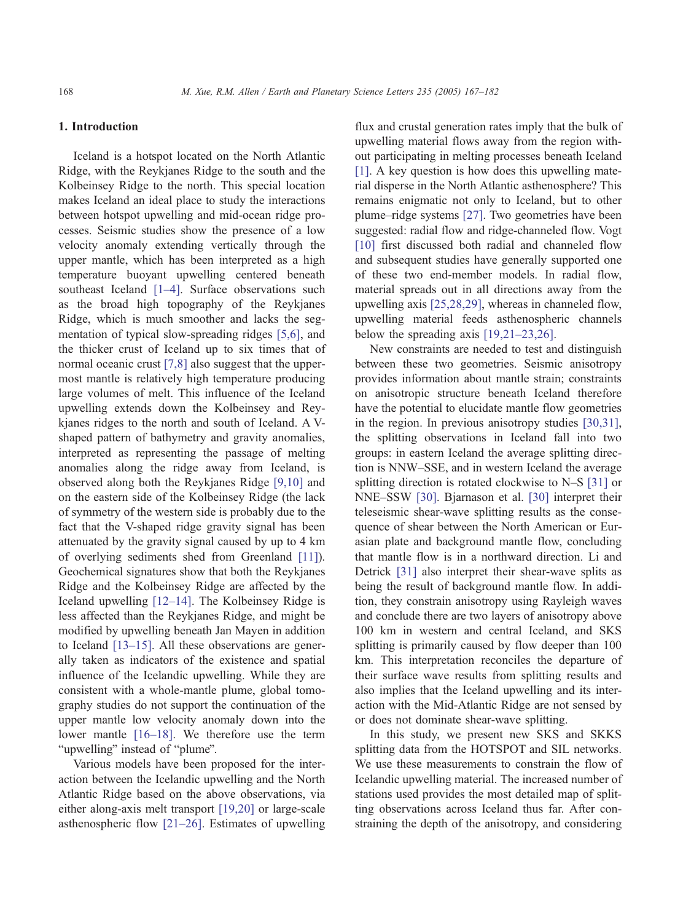## 1. Introduction

Iceland is a hotspot located on the North Atlantic Ridge, with the Reykjanes Ridge to the south and the Kolbeinsey Ridge to the north. This special location makes Iceland an ideal place to study the interactions between hotspot upwelling and mid-ocean ridge processes. Seismic studies show the presence of a low velocity anomaly extending vertically through the upper mantle, which has been interpreted as a high temperature buoyant upwelling centered beneath southeast Iceland [1–4]. Surface observations such as the broad high topography of the Reykjanes Ridge, which is much smoother and lacks the segmentation of typical slow-spreading ridges [5,6], and the thicker crust of Iceland up to six times that of normal oceanic crust [7,8] also suggest that the uppermost mantle is relatively high temperature producing large volumes of melt. This influence of the Iceland upwelling extends down the Kolbeinsey and Reykjanes ridges to the north and south of Iceland. A V-shaped pattern of bathymetry and gravity anomalies, interpreted as representing the passage of melting anomalies along the ridge away from Iceland, is observed along both the Reykjanes Ridge [9,10] and on the eastern side of the Kolbeinsey Ridge (the lack of symmetry of the western side is probably due to the fact that the V-shaped ridge gravity signal has been attenuated by the gravity signal caused by up to 4 km of overlying sediments shed from Greenland [11]). Geochemical signatures show that both the Reykjanes Ridge and the Kolbeinsey Ridge are affected by the Iceland upwelling [12–14]. The Kolbeinsey Ridge is less affected than the Reykjanes Ridge, and might be modified by upwelling beneath Jan Mayen in addition to Iceland [13–15]. All these observations are generally taken as indicators of the existence and spatial influence of the Icelandic upwelling. While they are consistent with a whole-mantle plume, global tomography studies do not support the continuation of the upper mantle low velocity anomaly down into the lower mantle [16–18]. We therefore use the term "upwelling" instead of "plume".

Various models have been proposed for the interaction between the Icelandic upwelling and the North Atlantic Ridge based on the above observations, via either along-axis melt transport [19,20] or large-scale asthenospheric flow [21–26]. Estimates of upwelling flux and crustal generation rates imply that the bulk of upwelling material flows away from the region without participating in melting processes beneath Iceland [1]. A key question is how does this upwelling material disperse in the North Atlantic asthenosphere? This remains enigmatic not only to Iceland, but to other plume–ridge systems [27]. Two geometries have been suggested: radial flow and ridge-channeled flow. Vogt [10] first discussed both radial and channeled flow and subsequent studies have generally supported one of these two end-member models. In radial flow, material spreads out in all directions away from the upwelling axis [25,28,29], whereas in channeled flow, upwelling material feeds asthenospheric channels below the spreading axis [19,21–23,26].

New constraints are needed to test and distinguish between these two geometries. Seismic anisotropy provides information about mantle strain; constraints on anisotropic structure beneath Iceland therefore have the potential to elucidate mantle flow geometries in the region. In previous anisotropy studies [30,31], the splitting observations in Iceland fall into two groups: in eastern Iceland the average splitting direction is NNW–SSE, and in western Iceland the average splitting direction is rotated clockwise to N–S [31] or NNE–SSW [30]. Bjarnason et al. [30] interpret their teleseismic shear-wave splitting results as the consequence of shear between the North American or Eurasian plate and background mantle flow, concluding that mantle flow is in a northward direction. Li and Detrick [31] also interpret their shear-wave splits as being the result of background mantle flow. In addition, they constrain anisotropy using Rayleigh waves and conclude there are two layers of anisotropy above 100 km in western and central Iceland, and SKS splitting is primarily caused by flow deeper than 100 km. This interpretation reconciles the departure of their surface wave results from splitting results and also implies that the Iceland upwelling and its interaction with the Mid-Atlantic Ridge are not sensed by or does not dominate shear-wave splitting.

In this study, we present new SKS and SKKS splitting data from the HOTSPOT and SIL networks. We use these measurements to constrain the flow of Icelandic upwelling material. The increased number of stations used provides the most detailed map of splitting observations across Iceland thus far. After constraining the depth of the anisotropy, and considering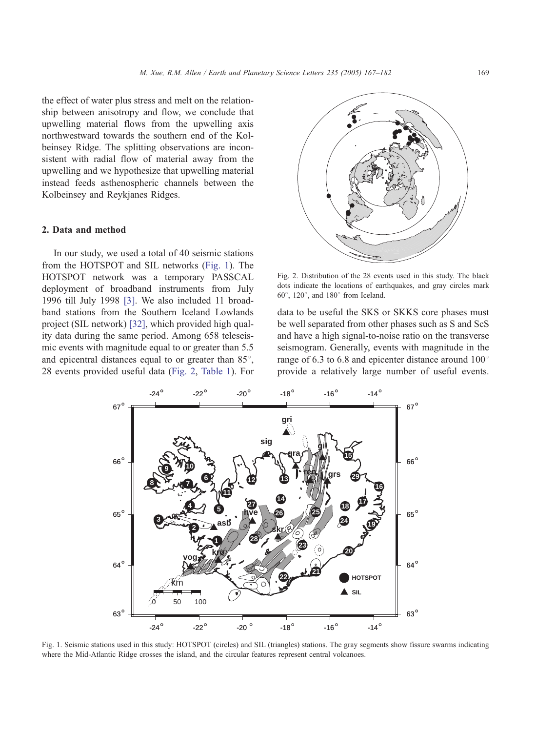the effect of water plus stress and melt on the relationship between anisotropy and flow, we conclude that upwelling material flows from the upwelling axis northwestward towards the southern end of the Kolbeinsey Ridge. The splitting observations are inconsistent with radial flow of material away from the upwelling and we hypothesize that upwelling material instead feeds asthenospheric channels between the Kolbeinsey and Reykjanes Ridges.

## 2. Data and method

In our study, we used a total of 40 seismic stations from the HOTSPOT and SIL networks (Fig. 1). The HOTSPOT network was a temporary PASSCAL deployment of broadband instruments from July 1996 till July 1998 [3]. We also included 11 broadband stations from the Southern Iceland Lowlands project (SIL network) [32], which provided high quality data during the same period. Among 658 teleseismic events with magnitude equal to or greater than 5.5 and epicentral distances equal to or greater than 85°, 28 events provided useful data (Fig. 2, Table 1). For data to be useful the SKS or SKKS core phases must be well separated from other phases such as S and ScS and have a high signal-to-noise ratio on the transverse seismogram. Generally, events with magnitude in the range of 6.3 to 6.8 and epicenter distance around 100° provide a relatively large number of useful events.

Fig. 2. Distribution of the 28 events used in this study. The black dots indicate the locations of earthquakes, and gray circles mark 60°, 120°, and 180° from Iceland.

Fig. 1. Seismic stations used in this study: HOTSPOT (circles) and SIL (triangles) stations. The gray segments show fissure swarms indicating where the Mid-Atlantic Ridge crosses the island, and the circular features represent central volcanoes.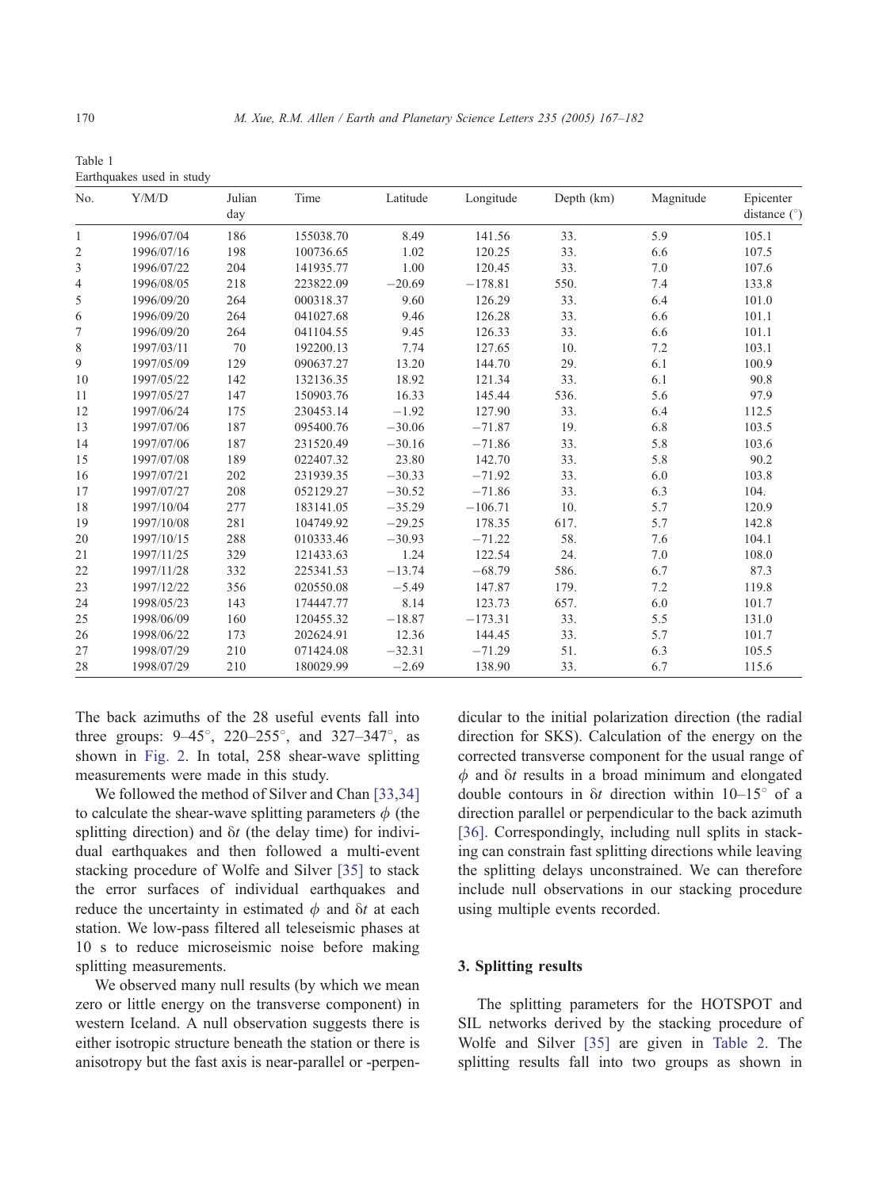Table 1
Earthquakes used in study

| No. | Y/M/D | Julian day | Time | Latitude | Longitude | Depth (km) | Magnitude | Epicenter distance (°) |
|---|---|---|---|---|---|---|---|---|
| 1 | 1996/07/04 | 186 | 155038.70 | 8.49 | 141.56 | 33. | 5.9 | 105.1 |
| 2 | 1996/07/16 | 198 | 100736.65 | 1.02 | 120.25 | 33. | 6.6 | 107.5 |
| 3 | 1996/07/22 | 204 | 141935.77 | 1.00 | 120.45 | 33. | 7.0 | 107.6 |
| 4 | 1996/08/05 | 218 | 223822.09 | −20.69 | −178.81 | 550. | 7.4 | 133.8 |
| 5 | 1996/09/20 | 264 | 000318.37 | 9.60 | 126.29 | 33. | 6.4 | 101.0 |
| 6 | 1996/09/20 | 264 | 041027.68 | 9.46 | 126.28 | 33. | 6.6 | 101.1 |
| 7 | 1996/09/20 | 264 | 041104.55 | 9.45 | 126.33 | 33. | 6.6 | 101.1 |
| 8 | 1997/03/11 | 70 | 192200.13 | 7.74 | 127.65 | 10. | 7.2 | 103.1 |
| 9 | 1997/05/09 | 129 | 090637.27 | 13.20 | 144.70 | 29. | 6.1 | 100.9 |
| 10 | 1997/05/22 | 142 | 132136.35 | 18.92 | 121.34 | 33. | 6.1 | 90.8 |
| 11 | 1997/05/27 | 147 | 150903.76 | 16.33 | 145.44 | 536. | 5.6 | 97.9 |
| 12 | 1997/06/24 | 175 | 230453.14 | −1.92 | 127.90 | 33. | 6.4 | 112.5 |
| 13 | 1997/07/06 | 187 | 095400.76 | −30.06 | −71.87 | 19. | 6.8 | 103.5 |
| 14 | 1997/07/06 | 187 | 231520.49 | −30.16 | −71.86 | 33. | 5.8 | 103.6 |
| 15 | 1997/07/08 | 189 | 022407.32 | 23.80 | 142.70 | 33. | 5.8 | 90.2 |
| 16 | 1997/07/21 | 202 | 231939.35 | −30.33 | −71.92 | 33. | 6.0 | 103.8 |
| 17 | 1997/07/27 | 208 | 052129.27 | −30.52 | −71.86 | 33. | 6.3 | 104. |
| 18 | 1997/10/04 | 277 | 183141.05 | −35.29 | −106.71 | 10. | 5.7 | 120.9 |
| 19 | 1997/10/08 | 281 | 104749.92 | −29.25 | 178.35 | 617. | 5.7 | 142.8 |
| 20 | 1997/10/15 | 288 | 010333.46 | −30.93 | −71.22 | 58. | 7.6 | 104.1 |
| 21 | 1997/11/25 | 329 | 121433.63 | 1.24 | 122.54 | 24. | 7.0 | 108.0 |
| 22 | 1997/11/28 | 332 | 225341.53 | −13.74 | −68.79 | 586. | 6.7 | 87.3 |
| 23 | 1997/12/22 | 356 | 020550.08 | −5.49 | 147.87 | 179. | 7.2 | 119.8 |
| 24 | 1998/05/23 | 143 | 174447.77 | 8.14 | 123.73 | 657. | 6.0 | 101.7 |
| 25 | 1998/06/09 | 160 | 120455.32 | −18.87 | −173.31 | 33. | 5.5 | 131.0 |
| 26 | 1998/06/22 | 173 | 202624.91 | 12.36 | 144.45 | 33. | 5.7 | 101.7 |
| 27 | 1998/07/29 | 210 | 071424.08 | −32.31 | −71.29 | 51. | 6.3 | 105.5 |
| 28 | 1998/07/29 | 210 | 180029.99 | −2.69 | 138.90 | 33. | 6.7 | 115.6 |

The back azimuths of the 28 useful events fall into three groups: 9–45°, 220–255°, and 327–347°, as shown in Fig. 2. In total, 258 shear-wave splitting measurements were made in this study.

We followed the method of Silver and Chan [33,34] to calculate the shear-wave splitting parameters $\phi$ (the splitting direction) and $\delta t$ (the delay time) for individual earthquakes and then followed a multi-event stacking procedure of Wolfe and Silver [35] to stack the error surfaces of individual earthquakes and reduce the uncertainty in estimated $\phi$ and $\delta t$ at each station. We low-pass filtered all teleseismic phases at 10 s to reduce microseismic noise before making splitting measurements.

We observed many null results (by which we mean zero or little energy on the transverse component) in western Iceland. A null observation suggests there is either isotropic structure beneath the station or there is anisotropy but the fast axis is near-parallel or -perpendicular to the initial polarization direction (the radial direction for SKS). Calculation of the energy on the corrected transverse component for the usual range of $\phi$ and $\delta t$ results in a broad minimum and elongated double contours in $\delta t$ direction within 10–15° of a direction parallel or perpendicular to the back azimuth [36]. Correspondingly, including null splits in stacking can constrain fast splitting directions while leaving the splitting delays unconstrained. We can therefore include null observations in our stacking procedure using multiple events recorded.

## 3. Splitting results

The splitting parameters for the HOTSPOT and SIL networks derived by the stacking procedure of Wolfe and Silver [35] are given in Table 2. The splitting results fall into two groups as shown in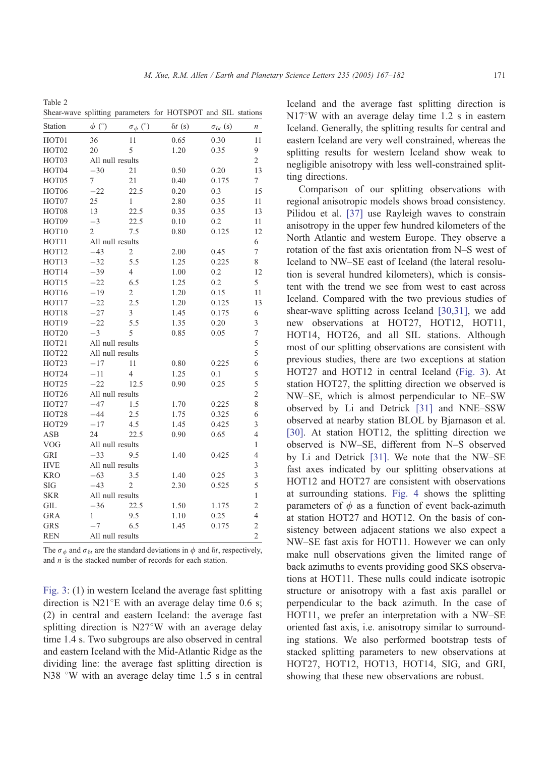Table 2
Shear-wave splitting parameters for HOTSPOT and SIL stations

| Station | $\phi$ (°) | $\sigma_\phi$ (°) | $\delta t$ (s) | $\sigma_{\delta t}$ (s) | $n$ |
|---|---|---|---|---|---|
| HOT01 | 36 | 11 | 0.65 | 0.30 | 11 |
| HOT02 | 20 | 5 | 1.20 | 0.35 | 9 |
| HOT03 | All null results | | | | 2 |
| HOT04 | −30 | 21 | 0.50 | 0.20 | 13 |
| HOT05 | 7 | 21 | 0.40 | 0.175 | 7 |
| HOT06 | −22 | 22.5 | 0.20 | 0.3 | 15 |
| HOT07 | 25 | 1 | 2.80 | 0.35 | 11 |
| HOT08 | 13 | 22.5 | 0.35 | 0.35 | 13 |
| HOT09 | −3 | 22.5 | 0.10 | 0.2 | 11 |
| HOT10 | 2 | 7.5 | 0.80 | 0.125 | 12 |
| HOT11 | All null results | | | | 6 |
| HOT12 | −43 | 2 | 2.00 | 0.45 | 7 |
| HOT13 | −32 | 5.5 | 1.25 | 0.225 | 8 |
| HOT14 | −39 | 4 | 1.00 | 0.2 | 12 |
| HOT15 | −22 | 6.5 | 1.25 | 0.2 | 5 |
| HOT16 | −19 | 2 | 1.20 | 0.15 | 11 |
| HOT17 | −22 | 2.5 | 1.20 | 0.125 | 13 |
| HOT18 | −27 | 3 | 1.45 | 0.175 | 6 |
| HOT19 | −22 | 5.5 | 1.35 | 0.20 | 3 |
| HOT20 | −3 | 5 | 0.85 | 0.05 | 7 |
| HOT21 | All null results | | | | 5 |
| HOT22 | All null results | | | | 5 |
| HOT23 | −17 | 11 | 0.80 | 0.225 | 6 |
| HOT24 | −11 | 4 | 1.25 | 0.1 | 5 |
| HOT25 | −22 | 12.5 | 0.90 | 0.25 | 5 |
| HOT26 | All null results | | | | 2 |
| HOT27 | −47 | 1.5 | 1.70 | 0.225 | 8 |
| HOT28 | −44 | 2.5 | 1.75 | 0.325 | 6 |
| HOT29 | −17 | 4.5 | 1.45 | 0.425 | 3 |
| ASB | 24 | 22.5 | 0.90 | 0.65 | 4 |
| VOG | All null results | | | | 1 |
| GRI | −33 | 9.5 | 1.40 | 0.425 | 4 |
| HVE | All null results | | | | 3 |
| KRO | −63 | 3.5 | 1.40 | 0.25 | 3 |
| SIG | −43 | 2 | 2.30 | 0.525 | 5 |
| SKR | All null results | | | | 1 |
| GIL | −36 | 22.5 | 1.50 | 1.175 | 2 |
| GRA | 1 | 9.5 | 1.10 | 0.25 | 4 |
| GRS | −7 | 6.5 | 1.45 | 0.175 | 2 |
| REN | All null results | | | | 2 |

The $\sigma_\phi$ and $\sigma_{\delta t}$ are the standard deviations in $\phi$ and $\delta t$, respectively, and $n$ is the stacked number of records for each station.

Fig. 3: (1) in western Iceland the average fast splitting direction is N21°E with an average delay time 0.6 s; (2) in central and eastern Iceland: the average fast splitting direction is N27°W with an average delay time 1.4 s. Two subgroups are also observed in central and eastern Iceland with the Mid-Atlantic Ridge as the dividing line: the average fast splitting direction is N38 °W with an average delay time 1.5 s in central Iceland and the average fast splitting direction is N17°W with an average delay time 1.2 s in eastern Iceland. Generally, the splitting results for central and eastern Iceland are very well constrained, whereas the splitting results for western Iceland show weak to negligible anisotropy with less well-constrained splitting directions.

Comparison of our splitting observations with regional anisotropic models shows broad consistency. Pilidou et al. [37] use Rayleigh waves to constrain anisotropy in the upper few hundred kilometers of the North Atlantic and western Europe. They observe a rotation of the fast axis orientation from N–S west of Iceland to NW–SE east of Iceland (the lateral resolution is several hundred kilometers), which is consistent with the trend we see from west to east across Iceland. Compared with the two previous studies of shear-wave splitting across Iceland [30,31], we add new observations at HOT27, HOT12, HOT11, HOT14, HOT26, and all SIL stations. Although most of our splitting observations are consistent with previous studies, there are two exceptions at station HOT27 and HOT12 in central Iceland (Fig. 3). At station HOT27, the splitting direction we observed is NW–SE, which is almost perpendicular to NE–SW observed by Li and Detrick [31] and NNE–SSW observed at nearby station BLOL by Bjarnason et al. [30]. At station HOT12, the splitting direction we observed is NW–SE, different from N–S observed by Li and Detrick [31]. We note that the NW–SE fast axes indicated by our splitting observations at HOT12 and HOT27 are consistent with observations at surrounding stations. Fig. 4 shows the splitting parameters of $\phi$ as a function of event back-azimuth at station HOT27 and HOT12. On the basis of consistency between adjacent stations we also expect a NW–SE fast axis for HOT11. However we can only make null observations given the limited range of back azimuths to events providing good SKS observations at HOT11. These nulls could indicate isotropic structure or anisotropy with a fast axis parallel or perpendicular to the back azimuth. In the case of HOT11, we prefer an interpretation with a NW–SE oriented fast axis, i.e. anisotropy similar to surrounding stations. We also performed bootstrap tests of stacked splitting parameters to new observations at HOT27, HOT12, HOT13, HOT14, SIG, and GRI, showing that these new observations are robust.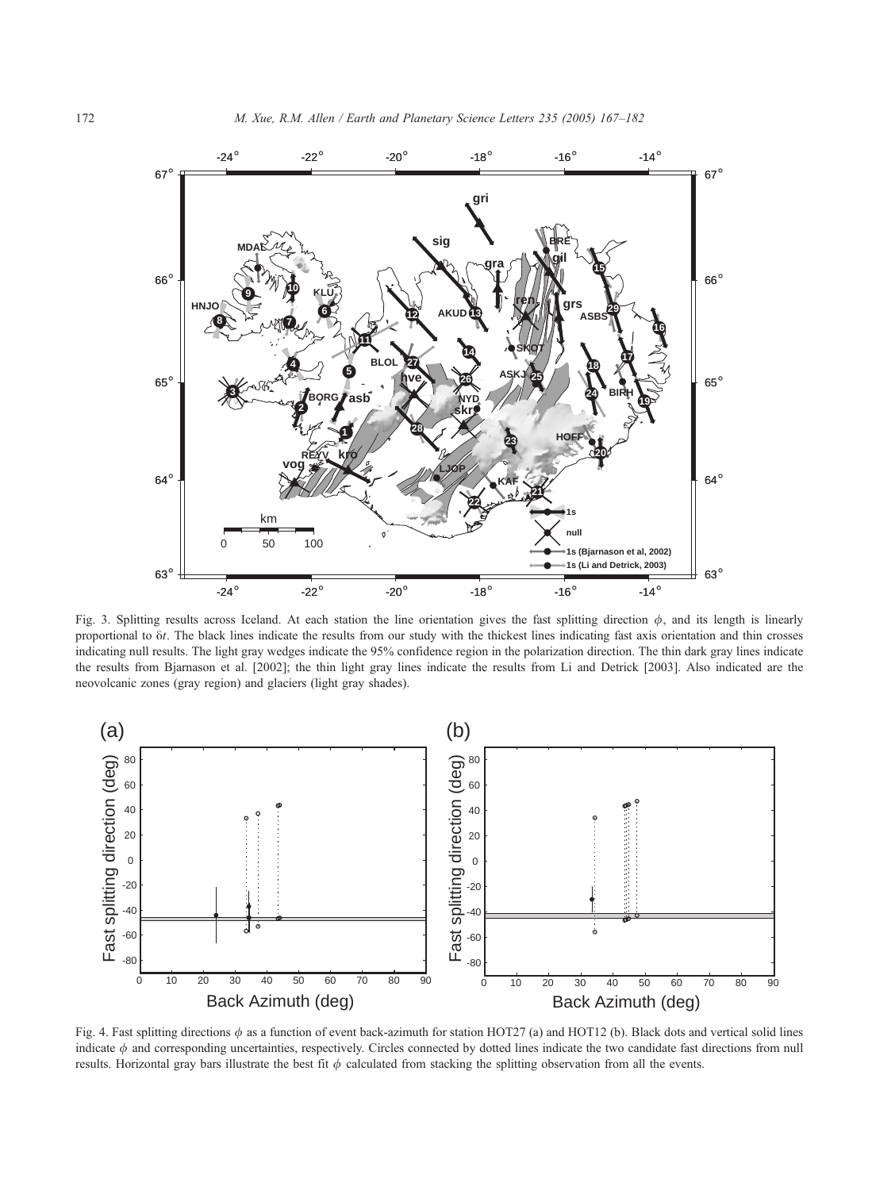Fig. 3. Splitting results across Iceland. At each station the line orientation gives the fast splitting direction $\phi$, and its length is linearly proportional to $\delta t$. The black lines indicate the results from our study with the thickest lines indicating fast axis orientation and thin crosses indicating null results. The light gray wedges indicate the 95% confidence region in the polarization direction. The thin dark gray lines indicate the results from Bjarnason et al. [2002]; the thin light gray lines indicate the results from Li and Detrick [2003]. Also indicated are the neovolcanic zones (gray region) and glaciers (light gray shades).

Fig. 4. Fast splitting directions $\phi$ as a function of event back-azimuth for station HOT27 (a) and HOT12 (b). Black dots and vertical solid lines indicate $\phi$ and corresponding uncertainties, respectively. Circles connected by dotted lines indicate the two candidate fast directions from null results. Horizontal gray bars illustrate the best fit $\phi$ calculated from stacking the splitting observation from all the events.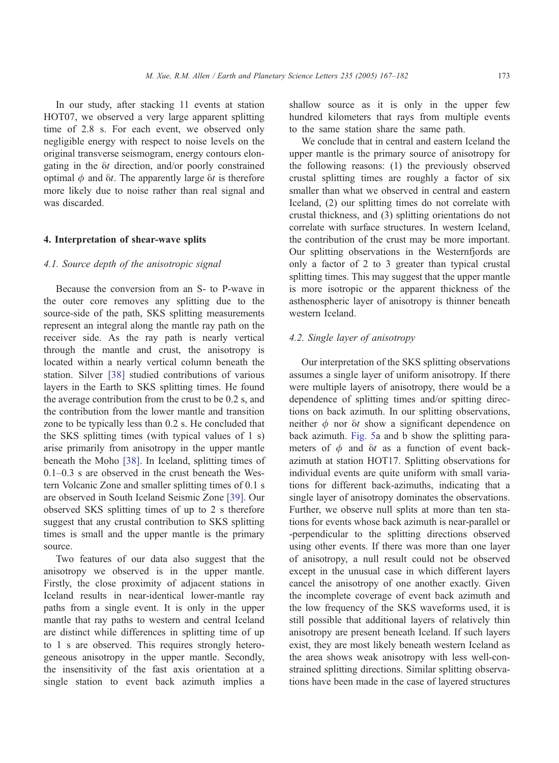In our study, after stacking 11 events at station HOT07, we observed a very large apparent splitting time of 2.8 s. For each event, we observed only negligible energy with respect to noise levels on the original transverse seismogram, energy contours elongating in the $\delta t$ direction, and/or poorly constrained optimal $\phi$ and $\delta t$. The apparently large $\delta t$ is therefore more likely due to noise rather than real signal and was discarded.

## 4. Interpretation of shear-wave splits

### *4.1. Source depth of the anisotropic signal*

Because the conversion from an S- to P-wave in the outer core removes any splitting due to the source-side of the path, SKS splitting measurements represent an integral along the mantle ray path on the receiver side. As the ray path is nearly vertical through the mantle and crust, the anisotropy is located within a nearly vertical column beneath the station. Silver [38] studied contributions of various layers in the Earth to SKS splitting times. He found the average contribution from the crust to be 0.2 s, and the contribution from the lower mantle and transition zone to be typically less than 0.2 s. He concluded that the SKS splitting times (with typical values of 1 s) arise primarily from anisotropy in the upper mantle beneath the Moho [38]. In Iceland, splitting times of 0.1–0.3 s are observed in the crust beneath the Western Volcanic Zone and smaller splitting times of 0.1 s are observed in South Iceland Seismic Zone [39]. Our observed SKS splitting times of up to 2 s therefore suggest that any crustal contribution to SKS splitting times is small and the upper mantle is the primary source.

Two features of our data also suggest that the anisotropy we observed is in the upper mantle. Firstly, the close proximity of adjacent stations in Iceland results in near-identical lower-mantle ray paths from a single event. It is only in the upper mantle that ray paths to western and central Iceland are distinct while differences in splitting time of up to 1 s are observed. This requires strongly heterogeneous anisotropy in the upper mantle. Secondly, the insensitivity of the fast axis orientation at a single station to event back azimuth implies a shallow source as it is only in the upper few hundred kilometers that rays from multiple events to the same station share the same path.

We conclude that in central and eastern Iceland the upper mantle is the primary source of anisotropy for the following reasons: (1) the previously observed crustal splitting times are roughly a factor of six smaller than what we observed in central and eastern Iceland, (2) our splitting times do not correlate with crustal thickness, and (3) splitting orientations do not correlate with surface structures. In western Iceland, the contribution of the crust may be more important. Our splitting observations in the Westernfjords are only a factor of 2 to 3 greater than typical crustal splitting times. This may suggest that the upper mantle is more isotropic or the apparent thickness of the asthenospheric layer of anisotropy is thinner beneath western Iceland.

### *4.2. Single layer of anisotropy*

Our interpretation of the SKS splitting observations assumes a single layer of uniform anisotropy. If there were multiple layers of anisotropy, there would be a dependence of splitting times and/or spitting directions on back azimuth. In our splitting observations, neither $\phi$ nor $\delta t$ show a significant dependence on back azimuth. Fig. 5a and b show the splitting parameters of $\phi$ and $\delta t$ as a function of event back-azimuth at station HOT17. Splitting observations for individual events are quite uniform with small variations for different back-azimuths, indicating that a single layer of anisotropy dominates the observations. Further, we observe null splits at more than ten stations for events whose back azimuth is near-parallel or -perpendicular to the splitting directions observed using other events. If there was more than one layer of anisotropy, a null result could not be observed except in the unusual case in which different layers cancel the anisotropy of one another exactly. Given the incomplete coverage of event back azimuth and the low frequency of the SKS waveforms used, it is still possible that additional layers of relatively thin anisotropy are present beneath Iceland. If such layers exist, they are most likely beneath western Iceland as the area shows weak anisotropy with less well-constrained splitting directions. Similar splitting observations have been made in the case of layered structures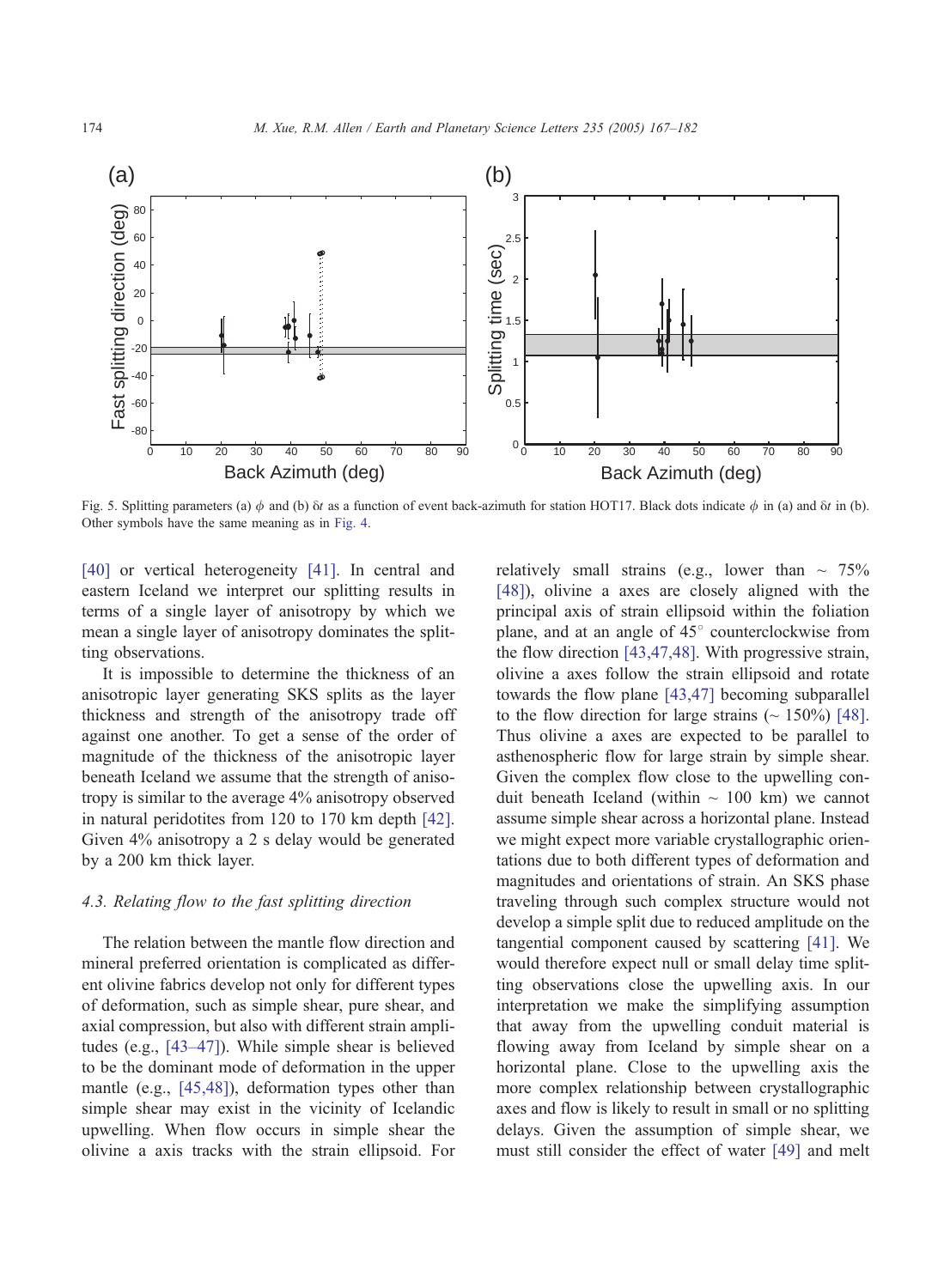Fig. 5. Splitting parameters (a) $\phi$ and (b) $\delta t$ as a function of event back-azimuth for station HOT17. Black dots indicate $\phi$ in (a) and $\delta t$ in (b). Other symbols have the same meaning as in Fig. 4.

[40] or vertical heterogeneity [41]. In central and eastern Iceland we interpret our splitting results in terms of a single layer of anisotropy by which we mean a single layer of anisotropy dominates the splitting observations.

It is impossible to determine the thickness of an anisotropic layer generating SKS splits as the layer thickness and strength of the anisotropy trade off against one another. To get a sense of the order of magnitude of the thickness of the anisotropic layer beneath Iceland we assume that the strength of anisotropy is similar to the average 4% anisotropy observed in natural peridotites from 120 to 170 km depth [42]. Given 4% anisotropy a 2 s delay would be generated by a 200 km thick layer.

### 4.3. Relating flow to the fast splitting direction

The relation between the mantle flow direction and mineral preferred orientation is complicated as different olivine fabrics develop not only for different types of deformation, such as simple shear, pure shear, and axial compression, but also with different strain amplitudes (e.g., [43–47]). While simple shear is believed to be the dominant mode of deformation in the upper mantle (e.g., [45,48]), deformation types other than simple shear may exist in the vicinity of Icelandic upwelling. When flow occurs in simple shear the olivine a axis tracks with the strain ellipsoid. For relatively small strains (e.g., lower than ~ 75% [48]), olivine a axes are closely aligned with the principal axis of strain ellipsoid within the foliation plane, and at an angle of 45° counterclockwise from the flow direction [43,47,48]. With progressive strain, olivine a axes follow the strain ellipsoid and rotate towards the flow plane [43,47] becoming subparallel to the flow direction for large strains (~ 150%) [48]. Thus olivine a axes are expected to be parallel to asthenospheric flow for large strain by simple shear. Given the complex flow close to the upwelling conduit beneath Iceland (within ~ 100 km) we cannot assume simple shear across a horizontal plane. Instead we might expect more variable crystallographic orientations due to both different types of deformation and magnitudes and orientations of strain. An SKS phase traveling through such complex structure would not develop a simple split due to reduced amplitude on the tangential component caused by scattering [41]. We would therefore expect null or small delay time splitting observations close the upwelling axis. In our interpretation we make the simplifying assumption that away from the upwelling conduit material is flowing away from Iceland by simple shear on a horizontal plane. Close to the upwelling axis the more complex relationship between crystallographic axes and flow is likely to result in small or no splitting delays. Given the assumption of simple shear, we must still consider the effect of water [49] and melt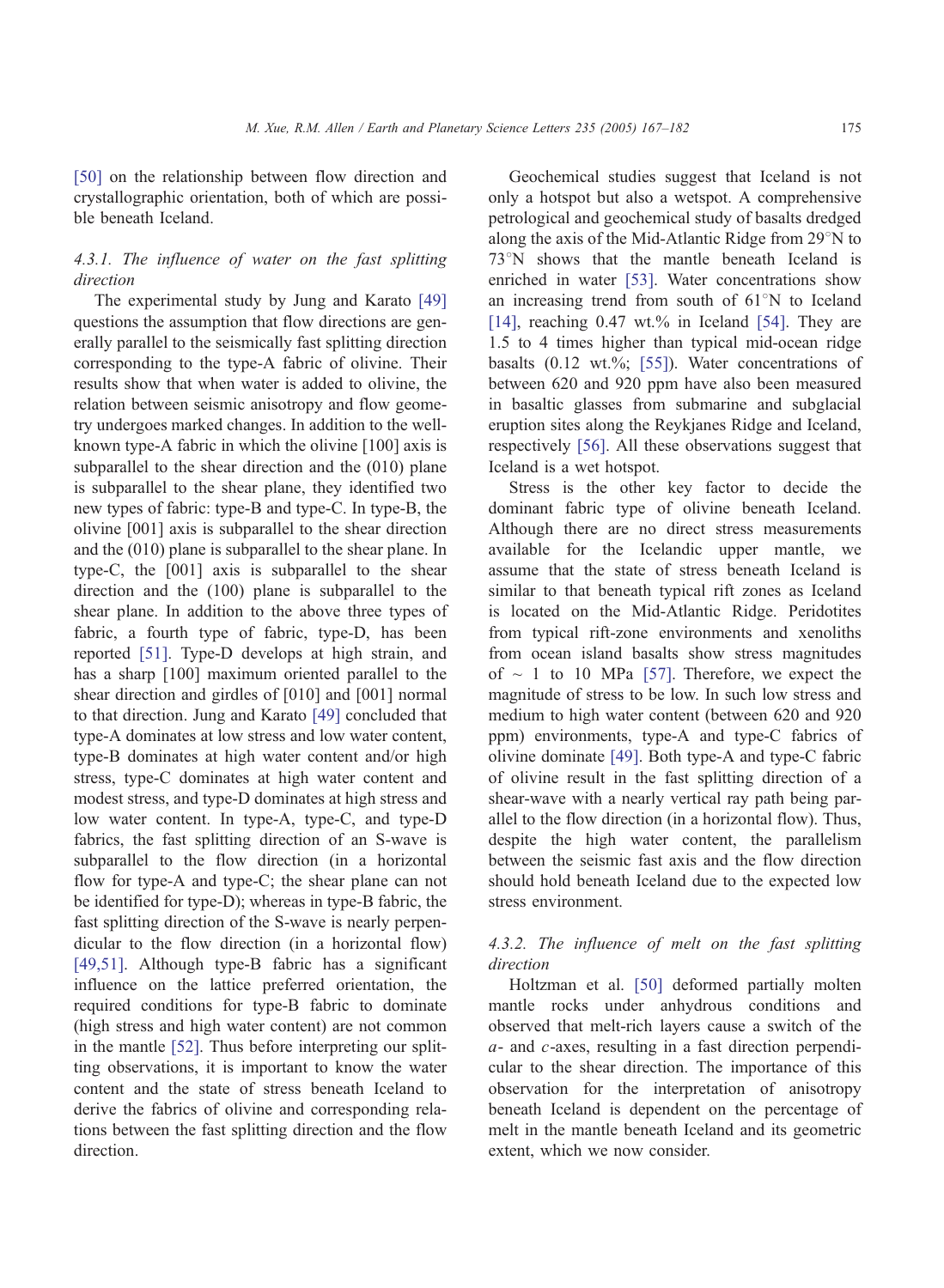[50] on the relationship between flow direction and crystallographic orientation, both of which are possible beneath Iceland.

#### 4.3.1. The influence of water on the fast splitting direction

The experimental study by Jung and Karato [49] questions the assumption that flow directions are generally parallel to the seismically fast splitting direction corresponding to the type-A fabric of olivine. Their results show that when water is added to olivine, the relation between seismic anisotropy and flow geometry undergoes marked changes. In addition to the well-known type-A fabric in which the olivine [100] axis is subparallel to the shear direction and the (010) plane is subparallel to the shear plane, they identified two new types of fabric: type-B and type-C. In type-B, the olivine [001] axis is subparallel to the shear direction and the (010) plane is subparallel to the shear plane. In type-C, the [001] axis is subparallel to the shear direction and the (100) plane is subparallel to the shear plane. In addition to the above three types of fabric, a fourth type of fabric, type-D, has been reported [51]. Type-D develops at high strain, and has a sharp [100] maximum oriented parallel to the shear direction and girdles of [010] and [001] normal to that direction. Jung and Karato [49] concluded that type-A dominates at low stress and low water content, type-B dominates at high water content and/or high stress, type-C dominates at high water content and modest stress, and type-D dominates at high stress and low water content. In type-A, type-C, and type-D fabrics, the fast splitting direction of an S-wave is subparallel to the flow direction (in a horizontal flow for type-A and type-C; the shear plane can not be identified for type-D); whereas in type-B fabric, the fast splitting direction of the S-wave is nearly perpendicular to the flow direction (in a horizontal flow) [49,51]. Although type-B fabric has a significant influence on the lattice preferred orientation, the required conditions for type-B fabric to dominate (high stress and high water content) are not common in the mantle [52]. Thus before interpreting our splitting observations, it is important to know the water content and the state of stress beneath Iceland to derive the fabrics of olivine and corresponding relations between the fast splitting direction and the flow direction.

Geochemical studies suggest that Iceland is not only a hotspot but also a wetspot. A comprehensive petrological and geochemical study of basalts dredged along the axis of the Mid-Atlantic Ridge from 29°N to 73°N shows that the mantle beneath Iceland is enriched in water [53]. Water concentrations show an increasing trend from south of 61°N to Iceland [14], reaching 0.47 wt.% in Iceland [54]. They are 1.5 to 4 times higher than typical mid-ocean ridge basalts (0.12 wt.%; [55]). Water concentrations of between 620 and 920 ppm have also been measured in basaltic glasses from submarine and subglacial eruption sites along the Reykjanes Ridge and Iceland, respectively [56]. All these observations suggest that Iceland is a wet hotspot.

Stress is the other key factor to decide the dominant fabric type of olivine beneath Iceland. Although there are no direct stress measurements available for the Icelandic upper mantle, we assume that the state of stress beneath Iceland is similar to that beneath typical rift zones as Iceland is located on the Mid-Atlantic Ridge. Peridotites from typical rift-zone environments and xenoliths from ocean island basalts show stress magnitudes of ~ 1 to 10 MPa [57]. Therefore, we expect the magnitude of stress to be low. In such low stress and medium to high water content (between 620 and 920 ppm) environments, type-A and type-C fabrics of olivine dominate [49]. Both type-A and type-C fabric of olivine result in the fast splitting direction of a shear-wave with a nearly vertical ray path being parallel to the flow direction (in a horizontal flow). Thus, despite the high water content, the parallelism between the seismic fast axis and the flow direction should hold beneath Iceland due to the expected low stress environment.

#### 4.3.2. The influence of melt on the fast splitting direction

Holtzman et al. [50] deformed partially molten mantle rocks under anhydrous conditions and observed that melt-rich layers cause a switch of the *a*- and *c*-axes, resulting in a fast direction perpendicular to the shear direction. The importance of this observation for the interpretation of anisotropy beneath Iceland is dependent on the percentage of melt in the mantle beneath Iceland and its geometric extent, which we now consider.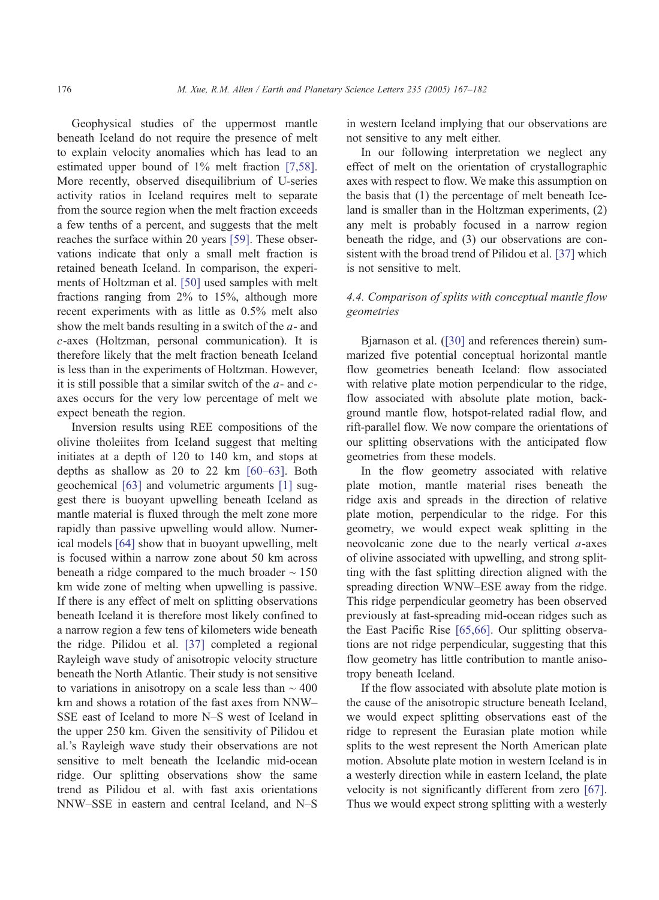Geophysical studies of the uppermost mantle beneath Iceland do not require the presence of melt to explain velocity anomalies which has lead to an estimated upper bound of 1% melt fraction [7,58]. More recently, observed disequilibrium of U-series activity ratios in Iceland requires melt to separate from the source region when the melt fraction exceeds a few tenths of a percent, and suggests that the melt reaches the surface within 20 years [59]. These observations indicate that only a small melt fraction is retained beneath Iceland. In comparison, the experiments of Holtzman et al. [50] used samples with melt fractions ranging from 2% to 15%, although more recent experiments with as little as 0.5% melt also show the melt bands resulting in a switch of the *a*- and *c*-axes (Holtzman, personal communication). It is therefore likely that the melt fraction beneath Iceland is less than in the experiments of Holtzman. However, it is still possible that a similar switch of the *a*- and *c*-axes occurs for the very low percentage of melt we expect beneath the region.

Inversion results using REE compositions of the olivine tholeiites from Iceland suggest that melting initiates at a depth of 120 to 140 km, and stops at depths as shallow as 20 to 22 km [60–63]. Both geochemical [63] and volumetric arguments [1] suggest there is buoyant upwelling beneath Iceland as mantle material is fluxed through the melt zone more rapidly than passive upwelling would allow. Numerical models [64] show that in buoyant upwelling, melt is focused within a narrow zone about 50 km across beneath a ridge compared to the much broader ~ 150 km wide zone of melting when upwelling is passive. If there is any effect of melt on splitting observations beneath Iceland it is therefore most likely confined to a narrow region a few tens of kilometers wide beneath the ridge. Pilidou et al. [37] completed a regional Rayleigh wave study of anisotropic velocity structure beneath the North Atlantic. Their study is not sensitive to variations in anisotropy on a scale less than ~ 400 km and shows a rotation of the fast axes from NNW–SSE east of Iceland to more N–S west of Iceland in the upper 250 km. Given the sensitivity of Pilidou et al.'s Rayleigh wave study their observations are not sensitive to melt beneath the Icelandic mid-ocean ridge. Our splitting observations show the same trend as Pilidou et al. with fast axis orientations NNW–SSE in eastern and central Iceland, and N–S in western Iceland implying that our observations are not sensitive to any melt either.

In our following interpretation we neglect any effect of melt on the orientation of crystallographic axes with respect to flow. We make this assumption on the basis that (1) the percentage of melt beneath Iceland is smaller than in the Holtzman experiments, (2) any melt is probably focused in a narrow region beneath the ridge, and (3) our observations are consistent with the broad trend of Pilidou et al. [37] which is not sensitive to melt.

### 4.4. Comparison of splits with conceptual mantle flow geometries

Bjarnason et al. ([30] and references therein) summarized five potential conceptual horizontal mantle flow geometries beneath Iceland: flow associated with relative plate motion perpendicular to the ridge, flow associated with absolute plate motion, background mantle flow, hotspot-related radial flow, and rift-parallel flow. We now compare the orientations of our splitting observations with the anticipated flow geometries from these models.

In the flow geometry associated with relative plate motion, mantle material rises beneath the ridge axis and spreads in the direction of relative plate motion, perpendicular to the ridge. For this geometry, we would expect weak splitting in the neovolcanic zone due to the nearly vertical *a*-axes of olivine associated with upwelling, and strong splitting with the fast splitting direction aligned with the spreading direction WNW–ESE away from the ridge. This ridge perpendicular geometry has been observed previously at fast-spreading mid-ocean ridges such as the East Pacific Rise [65,66]. Our splitting observations are not ridge perpendicular, suggesting that this flow geometry has little contribution to mantle anisotropy beneath Iceland.

If the flow associated with absolute plate motion is the cause of the anisotropic structure beneath Iceland, we would expect splitting observations east of the ridge to represent the Eurasian plate motion while splits to the west represent the North American plate motion. Absolute plate motion in western Iceland is in a westerly direction while in eastern Iceland, the plate velocity is not significantly different from zero [67]. Thus we would expect strong splitting with a westerly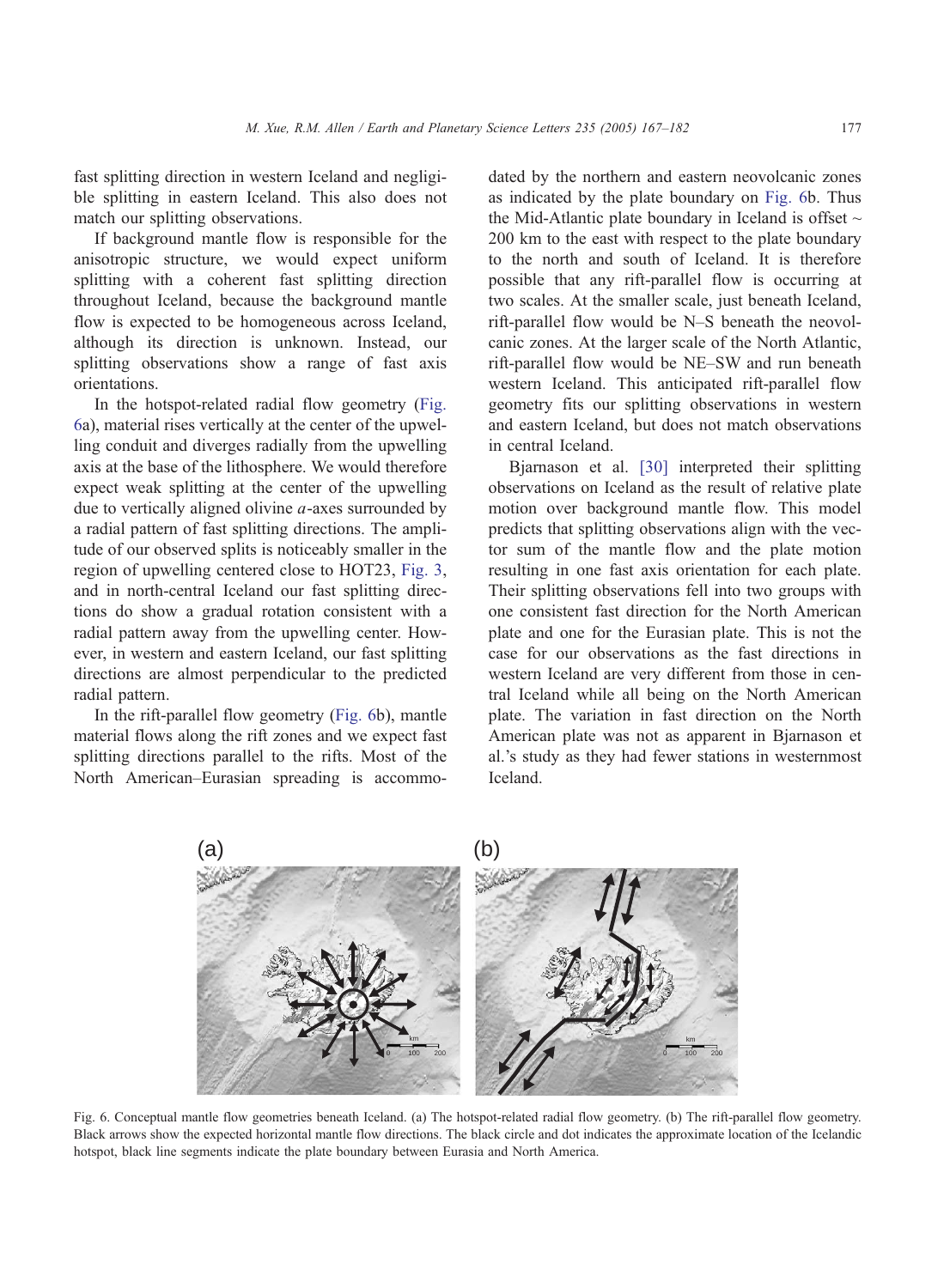fast splitting direction in western Iceland and negligible splitting in eastern Iceland. This also does not match our splitting observations.

If background mantle flow is responsible for the anisotropic structure, we would expect uniform splitting with a coherent fast splitting direction throughout Iceland, because the background mantle flow is expected to be homogeneous across Iceland, although its direction is unknown. Instead, our splitting observations show a range of fast axis orientations.

In the hotspot-related radial flow geometry (Fig. 6a), material rises vertically at the center of the upwelling conduit and diverges radially from the upwelling axis at the base of the lithosphere. We would therefore expect weak splitting at the center of the upwelling due to vertically aligned olivine *a*-axes surrounded by a radial pattern of fast splitting directions. The amplitude of our observed splits is noticeably smaller in the region of upwelling centered close to HOT23, Fig. 3, and in north-central Iceland our fast splitting directions do show a gradual rotation consistent with a radial pattern away from the upwelling center. However, in western and eastern Iceland, our fast splitting directions are almost perpendicular to the predicted radial pattern.

In the rift-parallel flow geometry (Fig. 6b), mantle material flows along the rift zones and we expect fast splitting directions parallel to the rifts. Most of the North American–Eurasian spreading is accommodated by the northern and eastern neovolcanic zones as indicated by the plate boundary on Fig. 6b. Thus the Mid-Atlantic plate boundary in Iceland is offset ~ 200 km to the east with respect to the plate boundary to the north and south of Iceland. It is therefore possible that any rift-parallel flow is occurring at two scales. At the smaller scale, just beneath Iceland, rift-parallel flow would be N–S beneath the neovolcanic zones. At the larger scale of the North Atlantic, rift-parallel flow would be NE–SW and run beneath western Iceland. This anticipated rift-parallel flow geometry fits our splitting observations in western and eastern Iceland, but does not match observations in central Iceland.

Bjarnason et al. [30] interpreted their splitting observations on Iceland as the result of relative plate motion over background mantle flow. This model predicts that splitting observations align with the vector sum of the mantle flow and the plate motion resulting in one fast axis orientation for each plate. Their splitting observations fell into two groups with one consistent fast direction for the North American plate and one for the Eurasian plate. This is not the case for our observations as the fast directions in western Iceland are very different from those in central Iceland while all being on the North American plate. The variation in fast direction on the North American plate was not as apparent in Bjarnason et al.'s study as they had fewer stations in westernmost Iceland.

Fig. 6. Conceptual mantle flow geometries beneath Iceland. (a) The hotspot-related radial flow geometry. (b) The rift-parallel flow geometry. Black arrows show the expected horizontal mantle flow directions. The black circle and dot indicates the approximate location of the Icelandic hotspot, black line segments indicate the plate boundary between Eurasia and North America.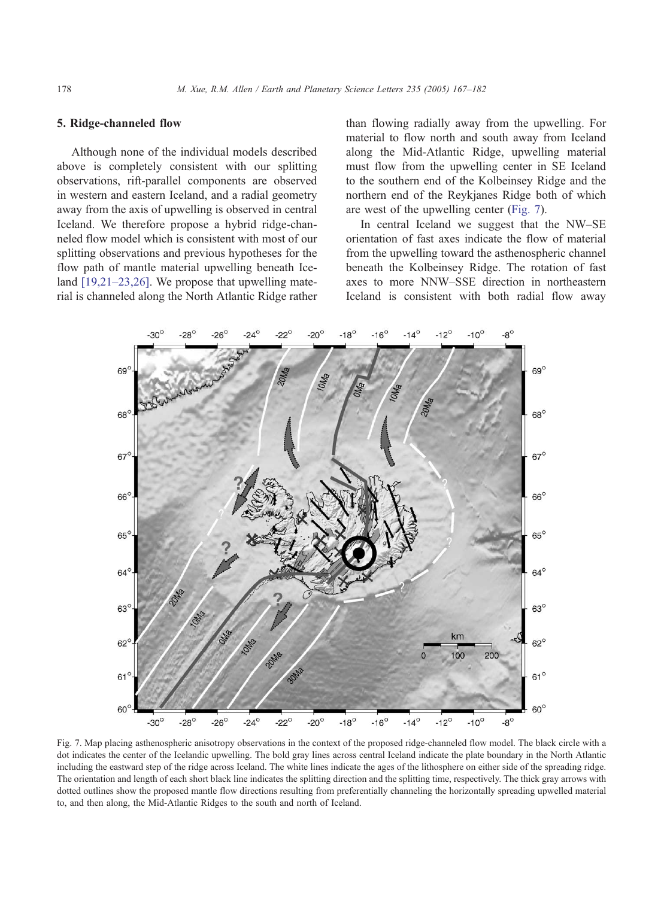## 5. Ridge-channeled flow

Although none of the individual models described above is completely consistent with our splitting observations, rift-parallel components are observed in western and eastern Iceland, and a radial geometry away from the axis of upwelling is observed in central Iceland. We therefore propose a hybrid ridge-channeled flow model which is consistent with most of our splitting observations and previous hypotheses for the flow path of mantle material upwelling beneath Iceland [19,21–23,26]. We propose that upwelling material is channeled along the North Atlantic Ridge rather than flowing radially away from the upwelling. For material to flow north and south away from Iceland along the Mid-Atlantic Ridge, upwelling material must flow from the upwelling center in SE Iceland to the southern end of the Kolbeinsey Ridge and the northern end of the Reykjanes Ridge both of which are west of the upwelling center (Fig. 7).

In central Iceland we suggest that the NW–SE orientation of fast axes indicate the flow of material from the upwelling toward the asthenospheric channel beneath the Kolbeinsey Ridge. The rotation of fast axes to more NNW–SSE direction in northeastern Iceland is consistent with both radial flow away

Fig. 7. Map placing asthenospheric anisotropy observations in the context of the proposed ridge-channeled flow model. The black circle with a dot indicates the center of the Icelandic upwelling. The bold gray lines across central Iceland indicate the plate boundary in the North Atlantic including the eastward step of the ridge across Iceland. The white lines indicate the ages of the lithosphere on either side of the spreading ridge. The orientation and length of each short black line indicates the splitting direction and the splitting time, respectively. The thick gray arrows with dotted outlines show the proposed mantle flow directions resulting from preferentially channeling the horizontally spreading upwelled material to, and then along, the Mid-Atlantic Ridges to the south and north of Iceland.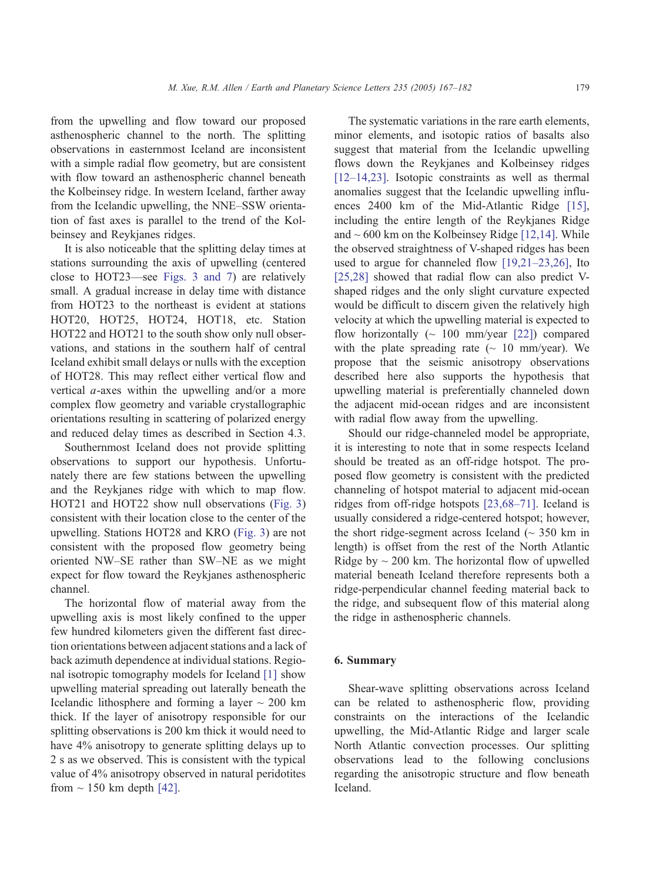from the upwelling and flow toward our proposed asthenospheric channel to the north. The splitting observations in easternmost Iceland are inconsistent with a simple radial flow geometry, but are consistent with flow toward an asthenospheric channel beneath the Kolbeinsey ridge. In western Iceland, farther away from the Icelandic upwelling, the NNE–SSW orientation of fast axes is parallel to the trend of the Kolbeinsey and Reykjanes ridges.

It is also noticeable that the splitting delay times at stations surrounding the axis of upwelling (centered close to HOT23—see Figs. 3 and 7) are relatively small. A gradual increase in delay time with distance from HOT23 to the northeast is evident at stations HOT20, HOT25, HOT24, HOT18, etc. Station HOT22 and HOT21 to the south show only null observations, and stations in the southern half of central Iceland exhibit small delays or nulls with the exception of HOT28. This may reflect either vertical flow and vertical *a*-axes within the upwelling and/or a more complex flow geometry and variable crystallographic orientations resulting in scattering of polarized energy and reduced delay times as described in Section 4.3.

Southernmost Iceland does not provide splitting observations to support our hypothesis. Unfortunately there are few stations between the upwelling and the Reykjanes ridge with which to map flow. HOT21 and HOT22 show null observations (Fig. 3) consistent with their location close to the center of the upwelling. Stations HOT28 and KRO (Fig. 3) are not consistent with the proposed flow geometry being oriented NW–SE rather than SW–NE as we might expect for flow toward the Reykjanes asthenospheric channel.

The horizontal flow of material away from the upwelling axis is most likely confined to the upper few hundred kilometers given the different fast direction orientations between adjacent stations and a lack of back azimuth dependence at individual stations. Regional isotropic tomography models for Iceland [1] show upwelling material spreading out laterally beneath the Icelandic lithosphere and forming a layer ~ 200 km thick. If the layer of anisotropy responsible for our splitting observations is 200 km thick it would need to have 4% anisotropy to generate splitting delays up to 2 s as we observed. This is consistent with the typical value of 4% anisotropy observed in natural peridotites from ~ 150 km depth [42].

The systematic variations in the rare earth elements, minor elements, and isotopic ratios of basalts also suggest that material from the Icelandic upwelling flows down the Reykjanes and Kolbeinsey ridges [12–14,23]. Isotopic constraints as well as thermal anomalies suggest that the Icelandic upwelling influences 2400 km of the Mid-Atlantic Ridge [15], including the entire length of the Reykjanes Ridge and ~ 600 km on the Kolbeinsey Ridge [12,14]. While the observed straightness of V-shaped ridges has been used to argue for channeled flow [19,21–23,26], Ito [25,28] showed that radial flow can also predict V-shaped ridges and the only slight curvature expected would be difficult to discern given the relatively high velocity at which the upwelling material is expected to flow horizontally (~ 100 mm/year [22]) compared with the plate spreading rate (~ 10 mm/year). We propose that the seismic anisotropy observations described here also supports the hypothesis that upwelling material is preferentially channeled down the adjacent mid-ocean ridges and are inconsistent with radial flow away from the upwelling.

Should our ridge-channeled model be appropriate, it is interesting to note that in some respects Iceland should be treated as an off-ridge hotspot. The proposed flow geometry is consistent with the predicted channeling of hotspot material to adjacent mid-ocean ridges from off-ridge hotspots [23,68–71]. Iceland is usually considered a ridge-centered hotspot; however, the short ridge-segment across Iceland (~ 350 km in length) is offset from the rest of the North Atlantic Ridge by ~ 200 km. The horizontal flow of upwelled material beneath Iceland therefore represents both a ridge-perpendicular channel feeding material back to the ridge, and subsequent flow of this material along the ridge in asthenospheric channels.

## 6. Summary

Shear-wave splitting observations across Iceland can be related to asthenospheric flow, providing constraints on the interactions of the Icelandic upwelling, the Mid-Atlantic Ridge and larger scale North Atlantic convection processes. Our splitting observations lead to the following conclusions regarding the anisotropic structure and flow beneath Iceland.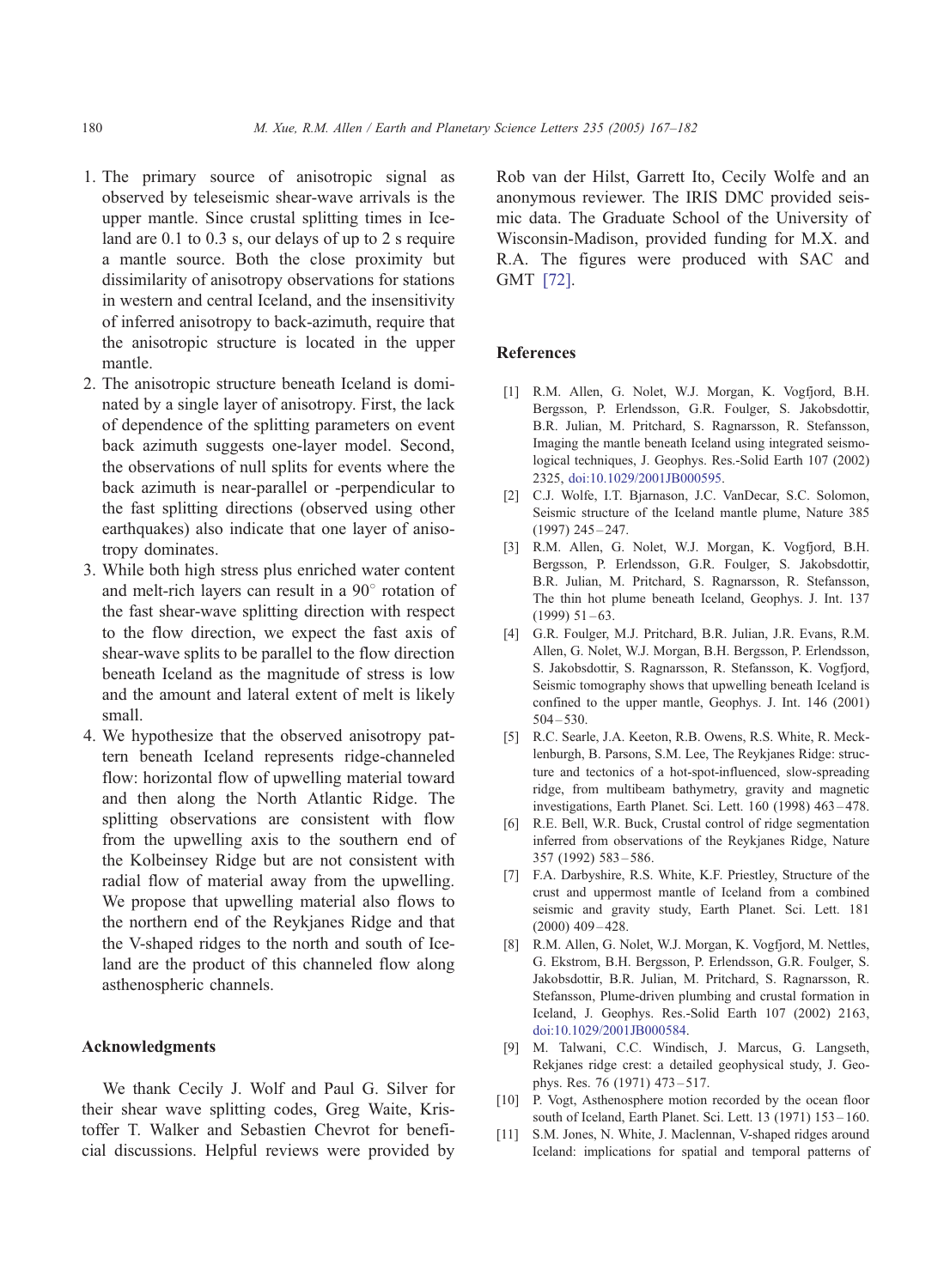1. The primary source of anisotropic signal as observed by teleseismic shear-wave arrivals is the upper mantle. Since crustal splitting times in Iceland are 0.1 to 0.3 s, our delays of up to 2 s require a mantle source. Both the close proximity but dissimilarity of anisotropy observations for stations in western and central Iceland, and the insensitivity of inferred anisotropy to back-azimuth, require that the anisotropic structure is located in the upper mantle.
2. The anisotropic structure beneath Iceland is dominated by a single layer of anisotropy. First, the lack of dependence of the splitting parameters on event back azimuth suggests one-layer model. Second, the observations of null splits for events where the back azimuth is near-parallel or -perpendicular to the fast splitting directions (observed using other earthquakes) also indicate that one layer of anisotropy dominates.
3. While both high stress plus enriched water content and melt-rich layers can result in a 90° rotation of the fast shear-wave splitting direction with respect to the flow direction, we expect the fast axis of shear-wave splits to be parallel to the flow direction beneath Iceland as the magnitude of stress is low and the amount and lateral extent of melt is likely small.
4. We hypothesize that the observed anisotropy pattern beneath Iceland represents ridge-channeled flow: horizontal flow of upwelling material toward and then along the North Atlantic Ridge. The splitting observations are consistent with flow from the upwelling axis to the southern end of the Kolbeinsey Ridge but are not consistent with radial flow of material away from the upwelling. We propose that upwelling material also flows to the northern end of the Reykjanes Ridge and that the V-shaped ridges to the north and south of Iceland are the product of this channeled flow along asthenospheric channels.

## Acknowledgments

We thank Cecily J. Wolf and Paul G. Silver for their shear wave splitting codes, Greg Waite, Kristoffer T. Walker and Sebastien Chevrot for beneficial discussions. Helpful reviews were provided by Rob van der Hilst, Garrett Ito, Cecily Wolfe and an anonymous reviewer. The IRIS DMC provided seismic data. The Graduate School of the University of Wisconsin-Madison, provided funding for M.X. and R.A. The figures were produced with SAC and GMT [72].

## References

[1] R.M. Allen, G. Nolet, W.J. Morgan, K. Vogfjord, B.H. Bergsson, P. Erlendsson, G.R. Foulger, S. Jakobsdottir, B.R. Julian, M. Pritchard, S. Ragnarsson, R. Stefansson, Imaging the mantle beneath Iceland using integrated seismological techniques, J. Geophys. Res.-Solid Earth 107 (2002) 2325, doi:10.1029/2001JB000595.

[2] C.J. Wolfe, I.T. Bjarnason, J.C. VanDecar, S.C. Solomon, Seismic structure of the Iceland mantle plume, Nature 385 (1997) 245–247.

[3] R.M. Allen, G. Nolet, W.J. Morgan, K. Vogfjord, B.H. Bergsson, P. Erlendsson, G.R. Foulger, S. Jakobsdottir, B.R. Julian, M. Pritchard, S. Ragnarsson, R. Stefansson, The thin hot plume beneath Iceland, Geophys. J. Int. 137 (1999) 51–63.

[4] G.R. Foulger, M.J. Pritchard, B.R. Julian, J.R. Evans, R.M. Allen, G. Nolet, W.J. Morgan, B.H. Bergsson, P. Erlendsson, S. Jakobsdottir, S. Ragnarsson, R. Stefansson, K. Vogfjord, Seismic tomography shows that upwelling beneath Iceland is confined to the upper mantle, Geophys. J. Int. 146 (2001) 504–530.

[5] R.C. Searle, J.A. Keeton, R.B. Owens, R.S. White, R. Mecklenburgh, B. Parsons, S.M. Lee, The Reykjanes Ridge: structure and tectonics of a hot-spot-influenced, slow-spreading ridge, from multibeam bathymetry, gravity and magnetic investigations, Earth Planet. Sci. Lett. 160 (1998) 463–478.

[6] R.E. Bell, W.R. Buck, Crustal control of ridge segmentation inferred from observations of the Reykjanes Ridge, Nature 357 (1992) 583–586.

[7] F.A. Darbyshire, R.S. White, K.F. Priestley, Structure of the crust and uppermost mantle of Iceland from a combined seismic and gravity study, Earth Planet. Sci. Lett. 181 (2000) 409–428.

[8] R.M. Allen, G. Nolet, W.J. Morgan, K. Vogfjord, M. Nettles, G. Ekstrom, B.H. Bergsson, P. Erlendsson, G.R. Foulger, S. Jakobsdottir, B.R. Julian, M. Pritchard, S. Ragnarsson, R. Stefansson, Plume-driven plumbing and crustal formation in Iceland, J. Geophys. Res.-Solid Earth 107 (2002) 2163, doi:10.1029/2001JB000584.

[9] M. Talwani, C.C. Windisch, J. Marcus, G. Langseth, Rekjanes ridge crest: a detailed geophysical study, J. Geophys. Res. 76 (1971) 473–517.

[10] P. Vogt, Asthenosphere motion recorded by the ocean floor south of Iceland, Earth Planet. Sci. Lett. 13 (1971) 153–160.

[11] S.M. Jones, N. White, J. Maclennan, V-shaped ridges around Iceland: implications for spatial and temporal patterns of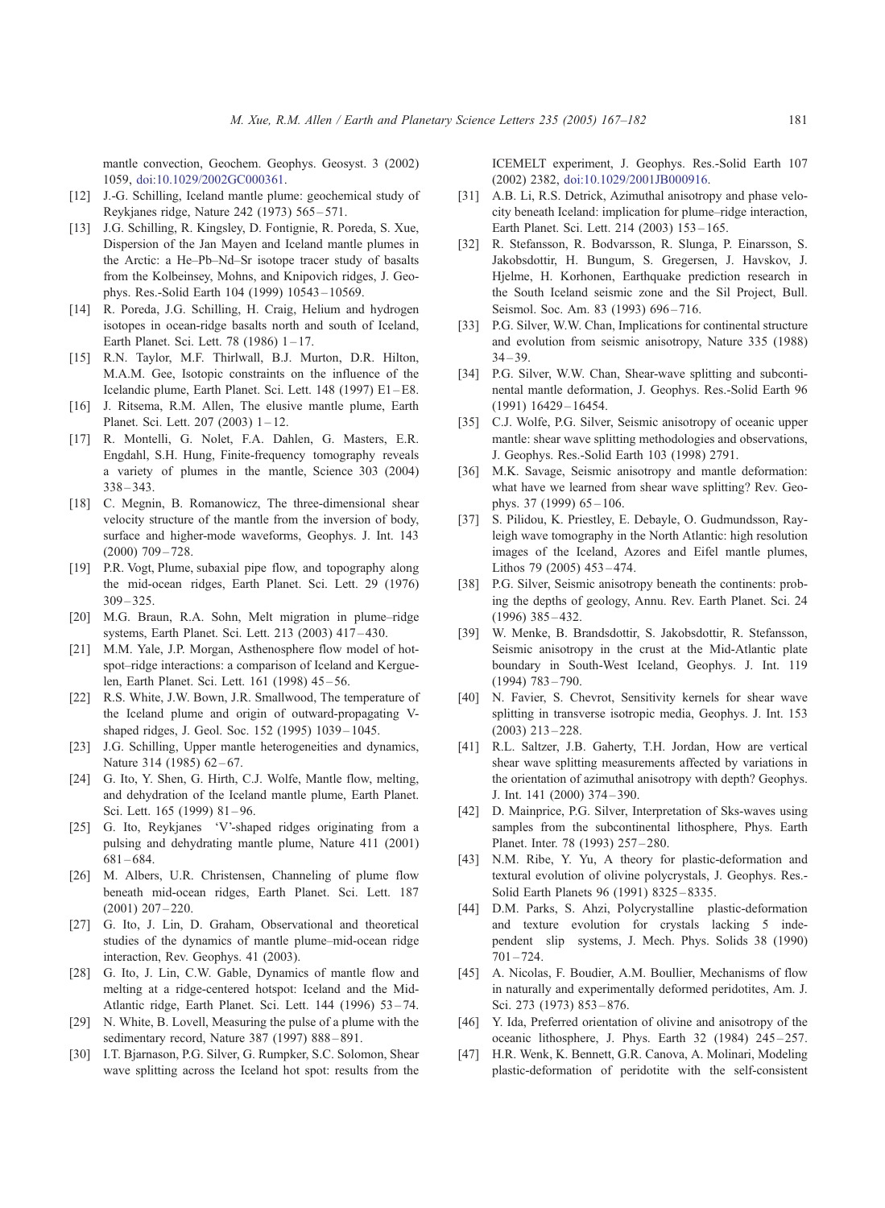mantle convection, Geochem. Geophys. Geosyst. 3 (2002) 1059, doi:10.1029/2002GC000361.

- [12] J.-G. Schilling, Iceland mantle plume: geochemical study of Reykjanes ridge, Nature 242 (1973) 565–571.
- [13] J.G. Schilling, R. Kingsley, D. Fontignie, R. Poreda, S. Xue, Dispersion of the Jan Mayen and Iceland mantle plumes in the Arctic: a He–Pb–Nd–Sr isotope tracer study of basalts from the Kolbeinsey, Mohns, and Knipovich ridges, J. Geophys. Res.-Solid Earth 104 (1999) 10543–10569.
- [14] R. Poreda, J.G. Schilling, H. Craig, Helium and hydrogen isotopes in ocean-ridge basalts north and south of Iceland, Earth Planet. Sci. Lett. 78 (1986) 1–17.
- [15] R.N. Taylor, M.F. Thirlwall, B.J. Murton, D.R. Hilton, M.A.M. Gee, Isotopic constraints on the influence of the Icelandic plume, Earth Planet. Sci. Lett. 148 (1997) E1–E8.
- [16] J. Ritsema, R.M. Allen, The elusive mantle plume, Earth Planet. Sci. Lett. 207 (2003) 1–12.
- [17] R. Montelli, G. Nolet, F.A. Dahlen, G. Masters, E.R. Engdahl, S.H. Hung, Finite-frequency tomography reveals a variety of plumes in the mantle, Science 303 (2004) 338–343.
- [18] C. Megnin, B. Romanowicz, The three-dimensional shear velocity structure of the mantle from the inversion of body, surface and higher-mode waveforms, Geophys. J. Int. 143 (2000) 709–728.
- [19] P.R. Vogt, Plume, subaxial pipe flow, and topography along the mid-ocean ridges, Earth Planet. Sci. Lett. 29 (1976) 309–325.
- [20] M.G. Braun, R.A. Sohn, Melt migration in plume–ridge systems, Earth Planet. Sci. Lett. 213 (2003) 417–430.
- [21] M.M. Yale, J.P. Morgan, Asthenosphere flow model of hotspot–ridge interactions: a comparison of Iceland and Kerguelen, Earth Planet. Sci. Lett. 161 (1998) 45–56.
- [22] R.S. White, J.W. Bown, J.R. Smallwood, The temperature of the Iceland plume and origin of outward-propagating V-shaped ridges, J. Geol. Soc. 152 (1995) 1039–1045.
- [23] J.G. Schilling, Upper mantle heterogeneities and dynamics, Nature 314 (1985) 62–67.
- [24] G. Ito, Y. Shen, G. Hirth, C.J. Wolfe, Mantle flow, melting, and dehydration of the Iceland mantle plume, Earth Planet. Sci. Lett. 165 (1999) 81–96.
- [25] G. Ito, Reykjanes 'V'-shaped ridges originating from a pulsing and dehydrating mantle plume, Nature 411 (2001) 681–684.
- [26] M. Albers, U.R. Christensen, Channeling of plume flow beneath mid-ocean ridges, Earth Planet. Sci. Lett. 187 (2001) 207–220.
- [27] G. Ito, J. Lin, D. Graham, Observational and theoretical studies of the dynamics of mantle plume–mid-ocean ridge interaction, Rev. Geophys. 41 (2003).
- [28] G. Ito, J. Lin, C.W. Gable, Dynamics of mantle flow and melting at a ridge-centered hotspot: Iceland and the Mid-Atlantic ridge, Earth Planet. Sci. Lett. 144 (1996) 53–74.
- [29] N. White, B. Lovell, Measuring the pulse of a plume with the sedimentary record, Nature 387 (1997) 888–891.
- [30] I.T. Bjarnason, P.G. Silver, G. Rumpker, S.C. Solomon, Shear wave splitting across the Iceland hot spot: results from the ICEMELT experiment, J. Geophys. Res.-Solid Earth 107 (2002) 2382, doi:10.1029/2001JB000916.
- [31] A.B. Li, R.S. Detrick, Azimuthal anisotropy and phase velocity beneath Iceland: implication for plume–ridge interaction, Earth Planet. Sci. Lett. 214 (2003) 153–165.
- [32] R. Stefansson, R. Bodvarsson, R. Slunga, P. Einarsson, S. Jakobsdottir, H. Bungum, S. Gregersen, J. Havskov, J. Hjelme, H. Korhonen, Earthquake prediction research in the South Iceland seismic zone and the Sil Project, Bull. Seismol. Soc. Am. 83 (1993) 696–716.
- [33] P.G. Silver, W.W. Chan, Implications for continental structure and evolution from seismic anisotropy, Nature 335 (1988) 34–39.
- [34] P.G. Silver, W.W. Chan, Shear-wave splitting and subcontinental mantle deformation, J. Geophys. Res.-Solid Earth 96 (1991) 16429–16454.
- [35] C.J. Wolfe, P.G. Silver, Seismic anisotropy of oceanic upper mantle: shear wave splitting methodologies and observations, J. Geophys. Res.-Solid Earth 103 (1998) 2791.
- [36] M.K. Savage, Seismic anisotropy and mantle deformation: what have we learned from shear wave splitting? Rev. Geophys. 37 (1999) 65–106.
- [37] S. Pilidou, K. Priestley, E. Debayle, O. Gudmundsson, Rayleigh wave tomography in the North Atlantic: high resolution images of the Iceland, Azores and Eifel mantle plumes, Lithos 79 (2005) 453–474.
- [38] P.G. Silver, Seismic anisotropy beneath the continents: probing the depths of geology, Annu. Rev. Earth Planet. Sci. 24 (1996) 385–432.
- [39] W. Menke, B. Brandsdottir, S. Jakobsdottir, R. Stefansson, Seismic anisotropy in the crust at the Mid-Atlantic plate boundary in South-West Iceland, Geophys. J. Int. 119 (1994) 783–790.
- [40] N. Favier, S. Chevrot, Sensitivity kernels for shear wave splitting in transverse isotropic media, Geophys. J. Int. 153 (2003) 213–228.
- [41] R.L. Saltzer, J.B. Gaherty, T.H. Jordan, How are vertical shear wave splitting measurements affected by variations in the orientation of azimuthal anisotropy with depth? Geophys. J. Int. 141 (2000) 374–390.
- [42] D. Mainprice, P.G. Silver, Interpretation of Sks-waves using samples from the subcontinental lithosphere, Phys. Earth Planet. Inter. 78 (1993) 257–280.
- [43] N.M. Ribe, Y. Yu, A theory for plastic-deformation and textural evolution of olivine polycrystals, J. Geophys. Res.-Solid Earth Planets 96 (1991) 8325–8335.
- [44] D.M. Parks, S. Ahzi, Polycrystalline plastic-deformation and texture evolution for crystals lacking 5 independent slip systems, J. Mech. Phys. Solids 38 (1990) 701–724.
- [45] A. Nicolas, F. Boudier, A.M. Boullier, Mechanisms of flow in naturally and experimentally deformed peridotites, Am. J. Sci. 273 (1973) 853–876.
- [46] Y. Ida, Preferred orientation of olivine and anisotropy of the oceanic lithosphere, J. Phys. Earth 32 (1984) 245–257.
- [47] H.R. Wenk, K. Bennett, G.R. Canova, A. Molinari, Modeling plastic-deformation of peridotite with the self-consistent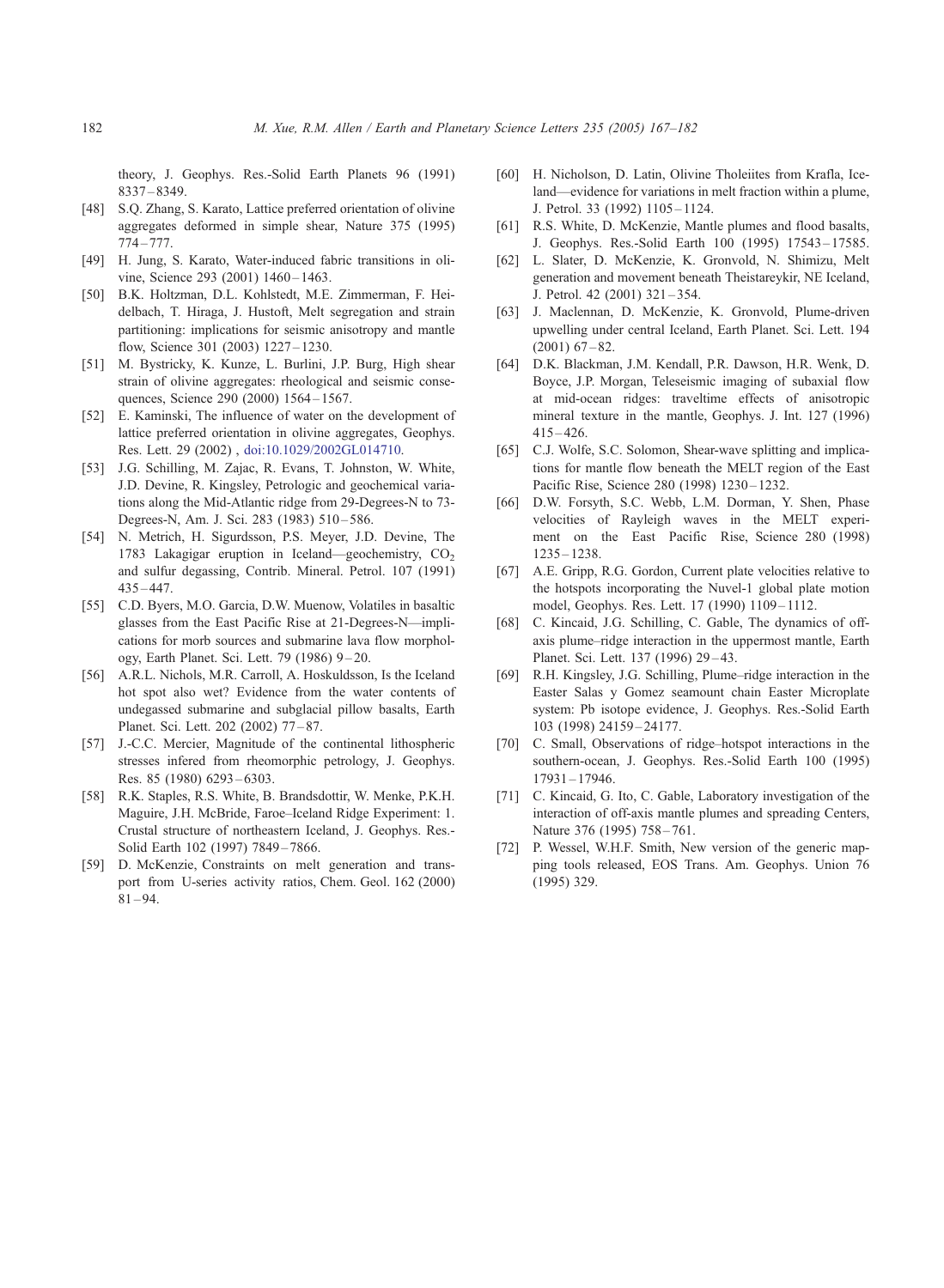theory, J. Geophys. Res.-Solid Earth Planets 96 (1991) 8337–8349.

[48] S.Q. Zhang, S. Karato, Lattice preferred orientation of olivine aggregates deformed in simple shear, Nature 375 (1995) 774–777.

[49] H. Jung, S. Karato, Water-induced fabric transitions in olivine, Science 293 (2001) 1460–1463.

[50] B.K. Holtzman, D.L. Kohlstedt, M.E. Zimmerman, F. Heidelbach, T. Hiraga, J. Hustoft, Melt segregation and strain partitioning: implications for seismic anisotropy and mantle flow, Science 301 (2003) 1227–1230.

[51] M. Bystricky, K. Kunze, L. Burlini, J.P. Burg, High shear strain of olivine aggregates: rheological and seismic consequences, Science 290 (2000) 1564–1567.

[52] E. Kaminski, The influence of water on the development of lattice preferred orientation in olivine aggregates, Geophys. Res. Lett. 29 (2002), doi:10.1029/2002GL014710.

[53] J.G. Schilling, M. Zajac, R. Evans, T. Johnston, W. White, J.D. Devine, R. Kingsley, Petrologic and geochemical variations along the Mid-Atlantic ridge from 29-Degrees-N to 73-Degrees-N, Am. J. Sci. 283 (1983) 510–586.

[54] N. Metrich, H. Sigurdsson, P.S. Meyer, J.D. Devine, The 1783 Lakagigar eruption in Iceland—geochemistry, $CO_2$ and sulfur degassing, Contrib. Mineral. Petrol. 107 (1991) 435–447.

[55] C.D. Byers, M.O. Garcia, D.W. Muenow, Volatiles in basaltic glasses from the East Pacific Rise at 21-Degrees-N—implications for morb sources and submarine lava flow morphology, Earth Planet. Sci. Lett. 79 (1986) 9–20.

[56] A.R.L. Nichols, M.R. Carroll, A. Hoskuldsson, Is the Iceland hot spot also wet? Evidence from the water contents of undegassed submarine and subglacial pillow basalts, Earth Planet. Sci. Lett. 202 (2002) 77–87.

[57] J.-C.C. Mercier, Magnitude of the continental lithospheric stresses infered from rheomorphic petrology, J. Geophys. Res. 85 (1980) 6293–6303.

[58] R.K. Staples, R.S. White, B. Brandsdottir, W. Menke, P.K.H. Maguire, J.H. McBride, Faroe–Iceland Ridge Experiment: 1. Crustal structure of northeastern Iceland, J. Geophys. Res.-Solid Earth 102 (1997) 7849–7866.

[59] D. McKenzie, Constraints on melt generation and transport from U-series activity ratios, Chem. Geol. 162 (2000) 81–94.

[60] H. Nicholson, D. Latin, Olivine Tholeiites from Krafla, Iceland—evidence for variations in melt fraction within a plume, J. Petrol. 33 (1992) 1105–1124.

[61] R.S. White, D. McKenzie, Mantle plumes and flood basalts, J. Geophys. Res.-Solid Earth 100 (1995) 17543–17585.

[62] L. Slater, D. McKenzie, K. Gronvold, N. Shimizu, Melt generation and movement beneath Theistareykir, NE Iceland, J. Petrol. 42 (2001) 321–354.

[63] J. Maclennan, D. McKenzie, K. Gronvold, Plume-driven upwelling under central Iceland, Earth Planet. Sci. Lett. 194 (2001) 67–82.

[64] D.K. Blackman, J.M. Kendall, P.R. Dawson, H.R. Wenk, D. Boyce, J.P. Morgan, Teleseismic imaging of subaxial flow at mid-ocean ridges: traveltime effects of anisotropic mineral texture in the mantle, Geophys. J. Int. 127 (1996) 415–426.

[65] C.J. Wolfe, S.C. Solomon, Shear-wave splitting and implications for mantle flow beneath the MELT region of the East Pacific Rise, Science 280 (1998) 1230–1232.

[66] D.W. Forsyth, S.C. Webb, L.M. Dorman, Y. Shen, Phase velocities of Rayleigh waves in the MELT experiment on the East Pacific Rise, Science 280 (1998) 1235–1238.

[67] A.E. Gripp, R.G. Gordon, Current plate velocities relative to the hotspots incorporating the Nuvel-1 global plate motion model, Geophys. Res. Lett. 17 (1990) 1109–1112.

[68] C. Kincaid, J.G. Schilling, C. Gable, The dynamics of off-axis plume–ridge interaction in the uppermost mantle, Earth Planet. Sci. Lett. 137 (1996) 29–43.

[69] R.H. Kingsley, J.G. Schilling, Plume–ridge interaction in the Easter Salas y Gomez seamount chain Easter Microplate system: Pb isotope evidence, J. Geophys. Res.-Solid Earth 103 (1998) 24159–24177.

[70] C. Small, Observations of ridge–hotspot interactions in the southern-ocean, J. Geophys. Res.-Solid Earth 100 (1995) 17931–17946.

[71] C. Kincaid, G. Ito, C. Gable, Laboratory investigation of the interaction of off-axis mantle plumes and spreading Centers, Nature 376 (1995) 758–761.

[72] P. Wessel, W.H.F. Smith, New version of the generic mapping tools released, EOS Trans. Am. Geophys. Union 76 (1995) 329.